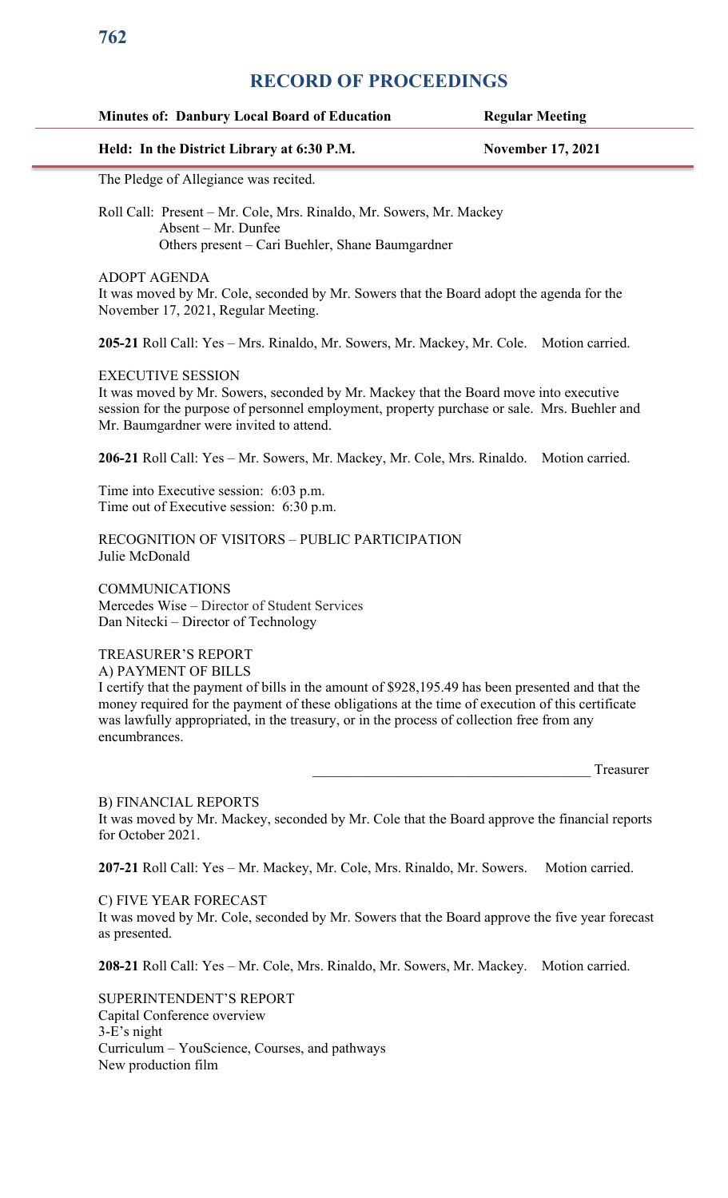# RECORD OF PROCEEDINGS

**Minutes of: Danbury Local Board of Education** **Regular Meeting**

**Held: In the District Library at 6:30 P.M.** **November 17, 2021**

The Pledge of Allegiance was recited.

Roll Call: Present – Mr. Cole, Mrs. Rinaldo, Mr. Sowers, Mr. Mackey
Absent – Mr. Dunfee
Others present – Cari Buehler, Shane Baumgardner

ADOPT AGENDA
It was moved by Mr. Cole, seconded by Mr. Sowers that the Board adopt the agenda for the November 17, 2021, Regular Meeting.

**205-21** Roll Call: Yes – Mrs. Rinaldo, Mr. Sowers, Mr. Mackey, Mr. Cole. Motion carried.

EXECUTIVE SESSION
It was moved by Mr. Sowers, seconded by Mr. Mackey that the Board move into executive session for the purpose of personnel employment, property purchase or sale. Mrs. Buehler and Mr. Baumgardner were invited to attend.

**206-21** Roll Call: Yes – Mr. Sowers, Mr. Mackey, Mr. Cole, Mrs. Rinaldo. Motion carried.

Time into Executive session: 6:03 p.m.
Time out of Executive session: 6:30 p.m.

RECOGNITION OF VISITORS – PUBLIC PARTICIPATION
Julie McDonald

COMMUNICATIONS
Mercedes Wise – Director of Student Services
Dan Nitecki – Director of Technology

TREASURER'S REPORT
A) PAYMENT OF BILLS
I certify that the payment of bills in the amount of $928,195.49 has been presented and that the money required for the payment of these obligations at the time of execution of this certificate was lawfully appropriated, in the treasury, or in the process of collection free from any encumbrances.

_______________________________________ Treasurer

B) FINANCIAL REPORTS
It was moved by Mr. Mackey, seconded by Mr. Cole that the Board approve the financial reports for October 2021.

**207-21** Roll Call: Yes – Mr. Mackey, Mr. Cole, Mrs. Rinaldo, Mr. Sowers. Motion carried.

C) FIVE YEAR FORECAST
It was moved by Mr. Cole, seconded by Mr. Sowers that the Board approve the five year forecast as presented.

**208-21** Roll Call: Yes – Mr. Cole, Mrs. Rinaldo, Mr. Sowers, Mr. Mackey. Motion carried.

SUPERINTENDENT'S REPORT
Capital Conference overview
3-E's night
Curriculum – YouScience, Courses, and pathways
New production film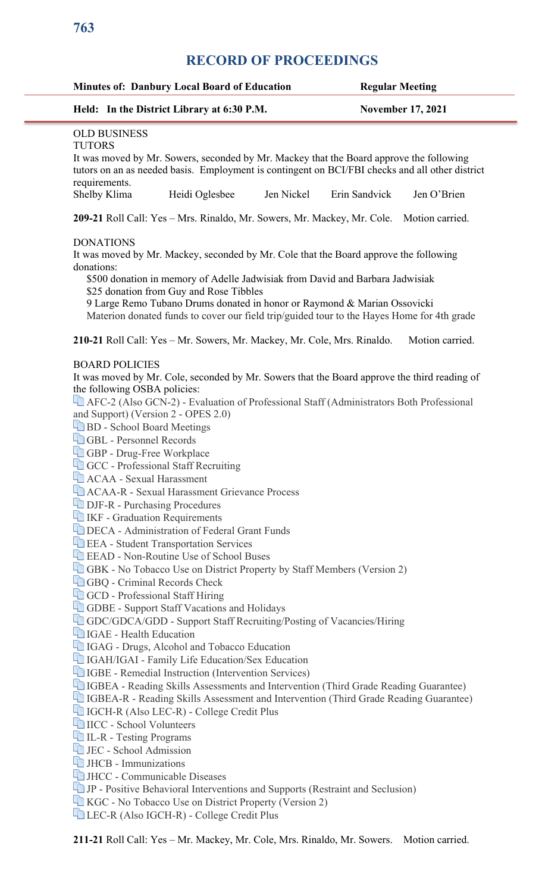# RECORD OF PROCEEDINGS

**Minutes of: Danbury Local Board of Education** **Regular Meeting**

**Held: In the District Library at 6:30 P.M.** **November 17, 2021**

OLD BUSINESS

TUTORS

It was moved by Mr. Sowers, seconded by Mr. Mackey that the Board approve the following tutors on an as needed basis. Employment is contingent on BCI/FBI checks and all other district requirements.

Shelby Klima     Heidi Oglesbee     Jen Nickel     Erin Sandvick     Jen O'Brien

**209-21** Roll Call: Yes – Mrs. Rinaldo, Mr. Sowers, Mr. Mackey, Mr. Cole.   Motion carried.

DONATIONS

It was moved by Mr. Mackey, seconded by Mr. Cole that the Board approve the following donations:

- $500 donation in memory of Adelle Jadwisiak from David and Barbara Jadwisiak
- $25 donation from Guy and Rose Tibbles
- 9 Large Remo Tubano Drums donated in honor or Raymond & Marian Ossovicki
- Materion donated funds to cover our field trip/guided tour to the Hayes Home for 4th grade

**210-21** Roll Call: Yes – Mr. Sowers, Mr. Mackey, Mr. Cole, Mrs. Rinaldo.   Motion carried.

BOARD POLICIES

It was moved by Mr. Cole, seconded by Mr. Sowers that the Board approve the third reading of the following OSBA policies:

- AFC-2 (Also GCN-2) - Evaluation of Professional Staff (Administrators Both Professional and Support) (Version 2 - OPES 2.0)
- BD - School Board Meetings
- GBL - Personnel Records
- GBP - Drug-Free Workplace
- GCC - Professional Staff Recruiting
- ACAA - Sexual Harassment
- ACAA-R - Sexual Harassment Grievance Process
- DJF-R - Purchasing Procedures
- IKF - Graduation Requirements
- DECA - Administration of Federal Grant Funds
- EEA - Student Transportation Services
- EEAD - Non-Routine Use of School Buses
- GBK - No Tobacco Use on District Property by Staff Members (Version 2)
- GBQ - Criminal Records Check
- GCD - Professional Staff Hiring
- GDBE - Support Staff Vacations and Holidays
- GDC/GDCA/GDD - Support Staff Recruiting/Posting of Vacancies/Hiring
- IGAE - Health Education
- IGAG - Drugs, Alcohol and Tobacco Education
- IGAH/IGAI - Family Life Education/Sex Education
- IGBE - Remedial Instruction (Intervention Services)
- IGBEA - Reading Skills Assessments and Intervention (Third Grade Reading Guarantee)
- IGBEA-R - Reading Skills Assessment and Intervention (Third Grade Reading Guarantee)
- IGCH-R (Also LEC-R) - College Credit Plus
- IICC - School Volunteers
- IL-R - Testing Programs
- JEC - School Admission
- JHCB - Immunizations
- JHCC - Communicable Diseases
- JP - Positive Behavioral Interventions and Supports (Restraint and Seclusion)
- KGC - No Tobacco Use on District Property (Version 2)
- LEC-R (Also IGCH-R) - College Credit Plus

**211-21** Roll Call: Yes – Mr. Mackey, Mr. Cole, Mrs. Rinaldo, Mr. Sowers.   Motion carried.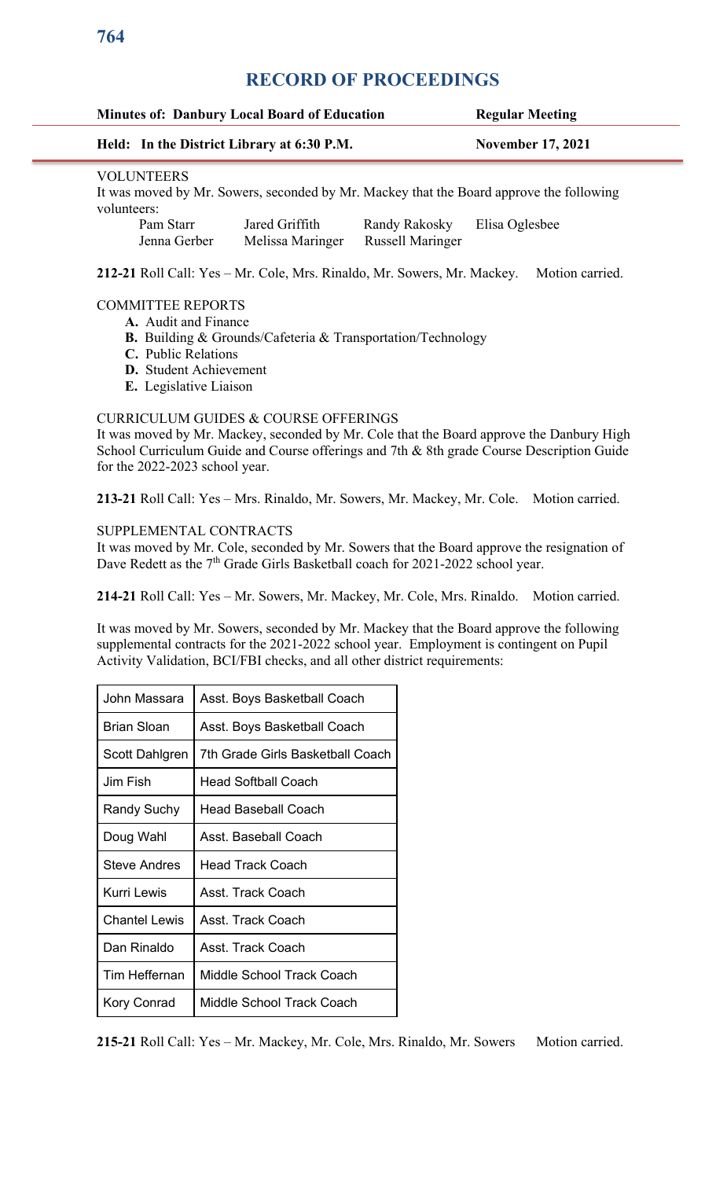# RECORD OF PROCEEDINGS

**Minutes of: Danbury Local Board of Education** **Regular Meeting**

**Held: In the District Library at 6:30 P.M.** **November 17, 2021**

VOLUNTEERS

It was moved by Mr. Sowers, seconded by Mr. Mackey that the Board approve the following volunteers:

| | | | |
|---|---|---|---|
| Pam Starr | Jared Griffith | Randy Rakosky | Elisa Oglesbee |
| Jenna Gerber | Melissa Maringer | Russell Maringer | |

**212-21** Roll Call: Yes – Mr. Cole, Mrs. Rinaldo, Mr. Sowers, Mr. Mackey. Motion carried.

COMMITTEE REPORTS

- **A.** Audit and Finance
- **B.** Building & Grounds/Cafeteria & Transportation/Technology
- **C.** Public Relations
- **D.** Student Achievement
- **E.** Legislative Liaison

CURRICULUM GUIDES & COURSE OFFERINGS

It was moved by Mr. Mackey, seconded by Mr. Cole that the Board approve the Danbury High School Curriculum Guide and Course offerings and 7th & 8th grade Course Description Guide for the 2022-2023 school year.

**213-21** Roll Call: Yes – Mrs. Rinaldo, Mr. Sowers, Mr. Mackey, Mr. Cole. Motion carried.

SUPPLEMENTAL CONTRACTS

It was moved by Mr. Cole, seconded by Mr. Sowers that the Board approve the resignation of Dave Redett as the 7th Grade Girls Basketball coach for 2021-2022 school year.

**214-21** Roll Call: Yes – Mr. Sowers, Mr. Mackey, Mr. Cole, Mrs. Rinaldo. Motion carried.

It was moved by Mr. Sowers, seconded by Mr. Mackey that the Board approve the following supplemental contracts for the 2021-2022 school year. Employment is contingent on Pupil Activity Validation, BCI/FBI checks, and all other district requirements:

| | |
|---|---|
| John Massara | Asst. Boys Basketball Coach |
| Brian Sloan | Asst. Boys Basketball Coach |
| Scott Dahlgren | 7th Grade Girls Basketball Coach |
| Jim Fish | Head Softball Coach |
| Randy Suchy | Head Baseball Coach |
| Doug Wahl | Asst. Baseball Coach |
| Steve Andres | Head Track Coach |
| Kurri Lewis | Asst. Track Coach |
| Chantel Lewis | Asst. Track Coach |
| Dan Rinaldo | Asst. Track Coach |
| Tim Heffernan | Middle School Track Coach |
| Kory Conrad | Middle School Track Coach |

**215-21** Roll Call: Yes – Mr. Mackey, Mr. Cole, Mrs. Rinaldo, Mr. Sowers Motion carried.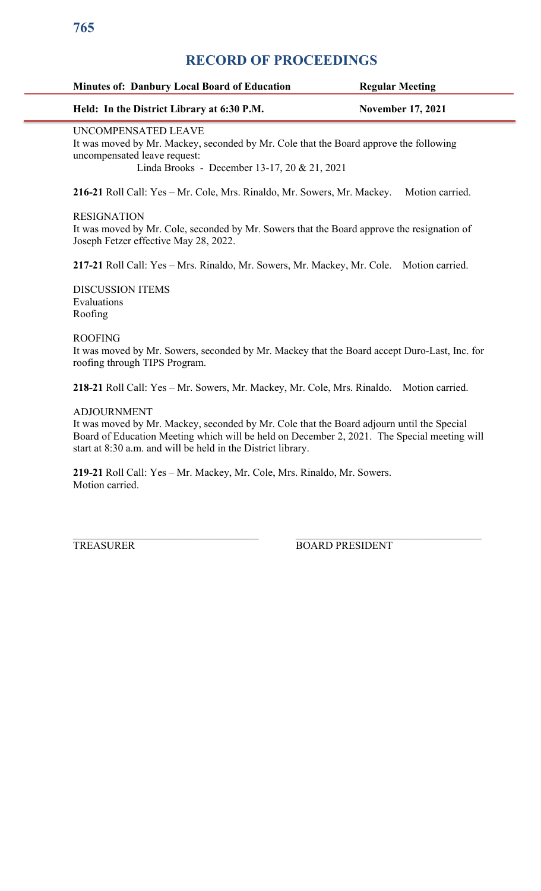UNCOMPENSATED LEAVE

It was moved by Mr. Mackey, seconded by Mr. Cole that the Board approve the following uncompensated leave request:

Linda Brooks - December 13-17, 20 & 21, 2021

**216-21** Roll Call: Yes – Mr. Cole, Mrs. Rinaldo, Mr. Sowers, Mr. Mackey. Motion carried.

RESIGNATION

It was moved by Mr. Cole, seconded by Mr. Sowers that the Board approve the resignation of Joseph Fetzer effective May 28, 2022.

**217-21** Roll Call: Yes – Mrs. Rinaldo, Mr. Sowers, Mr. Mackey, Mr. Cole. Motion carried.

DISCUSSION ITEMS

Evaluations

Roofing

ROOFING

It was moved by Mr. Sowers, seconded by Mr. Mackey that the Board accept Duro-Last, Inc. for roofing through TIPS Program.

**218-21** Roll Call: Yes – Mr. Sowers, Mr. Mackey, Mr. Cole, Mrs. Rinaldo. Motion carried.

ADJOURNMENT

It was moved by Mr. Mackey, seconded by Mr. Cole that the Board adjourn until the Special Board of Education Meeting which will be held on December 2, 2021. The Special meeting will start at 8:30 a.m. and will be held in the District library.

**219-21** Roll Call: Yes – Mr. Mackey, Mr. Cole, Mrs. Rinaldo, Mr. Sowers.
Motion carried.

\_\_\_\_\_\_\_\_\_\_\_\_\_\_\_\_\_\_\_\_\_\_\_\_\_\_\_\_\_\_ \_\_\_\_\_\_\_\_\_\_\_\_\_\_\_\_\_\_\_\_\_\_\_\_\_\_\_\_\_\_

TREASURER BOARD PRESIDENT